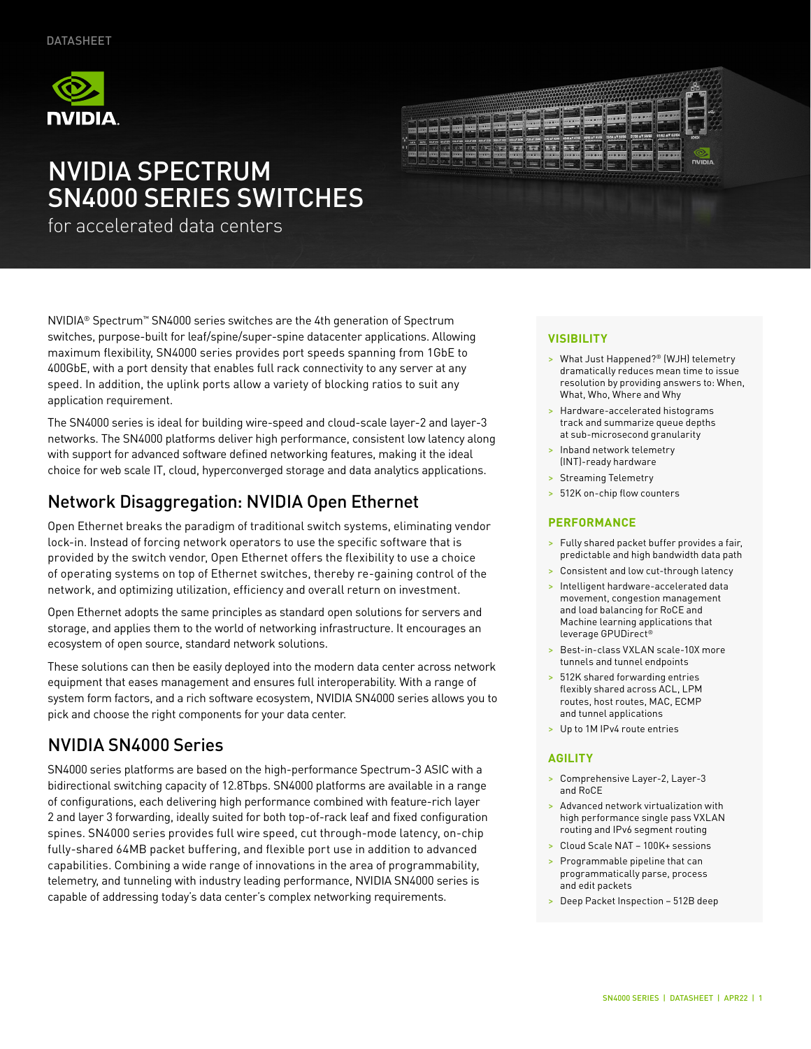DATASHEET

# NVIDIA SPECTRUM SN4000 SERIES SWITCHES

for accelerated data centers

NVIDIA® Spectrum™ SN4000 series switches are the 4th generation of Spectrum switches, purpose-built for leaf/spine/super-spine datacenter applications. Allowing maximum flexibility, SN4000 series provides port speeds spanning from 1GbE to 400GbE, with a port density that enables full rack connectivity to any server at any speed. In addition, the uplink ports allow a variety of blocking ratios to suit any application requirement.

The SN4000 series is ideal for building wire-speed and cloud-scale layer-2 and layer-3 networks. The SN4000 platforms deliver high performance, consistent low latency along with support for advanced software defined networking features, making it the ideal choice for web scale IT, cloud, hyperconverged storage and data analytics applications.

## Network Disaggregation: NVIDIA Open Ethernet

Open Ethernet breaks the paradigm of traditional switch systems, eliminating vendor lock-in. Instead of forcing network operators to use the specific software that is provided by the switch vendor, Open Ethernet offers the flexibility to use a choice of operating systems on top of Ethernet switches, thereby re-gaining control of the network, and optimizing utilization, efficiency and overall return on investment.

Open Ethernet adopts the same principles as standard open solutions for servers and storage, and applies them to the world of networking infrastructure. It encourages an ecosystem of open source, standard network solutions.

These solutions can then be easily deployed into the modern data center across network equipment that eases management and ensures full interoperability. With a range of system form factors, and a rich software ecosystem, NVIDIA SN4000 series allows you to pick and choose the right components for your data center.

## NVIDIA SN4000 Series

SN4000 series platforms are based on the high-performance Spectrum-3 ASIC with a bidirectional switching capacity of 12.8Tbps. SN4000 platforms are available in a range of configurations, each delivering high performance combined with feature-rich layer 2 and layer 3 forwarding, ideally suited for both top-of-rack leaf and fixed configuration spines. SN4000 series provides full wire speed, cut through-mode latency, on-chip fully-shared 64MB packet buffering, and flexible port use in addition to advanced capabilities. Combining a wide range of innovations in the area of programmability, telemetry, and tunneling with industry leading performance, NVIDIA SN4000 series is capable of addressing today's data center's complex networking requirements.

### VISIBILITY

- What Just Happened?® (WJH) telemetry dramatically reduces mean time to issue resolution by providing answers to: When, What, Who, Where and Why
- Hardware-accelerated histograms track and summarize queue depths at sub-microsecond granularity
- Inband network telemetry (INT)-ready hardware
- Streaming Telemetry
- 512K on-chip flow counters

### PERFORMANCE

- Fully shared packet buffer provides a fair, predictable and high bandwidth data path
- Consistent and low cut-through latency
- Intelligent hardware-accelerated data movement, congestion management and load balancing for RoCE and Machine learning applications that leverage GPUDirect®
- Best-in-class VXLAN scale-10X more tunnels and tunnel endpoints
- 512K shared forwarding entries flexibly shared across ACL, LPM routes, host routes, MAC, ECMP and tunnel applications
- Up to 1M IPv4 route entries

### AGILITY

- Comprehensive Layer-2, Layer-3 and RoCE
- Advanced network virtualization with high performance single pass VXLAN routing and IPv6 segment routing
- Cloud Scale NAT – 100K+ sessions
- Programmable pipeline that can programmatically parse, process and edit packets
- Deep Packet Inspection – 512B deep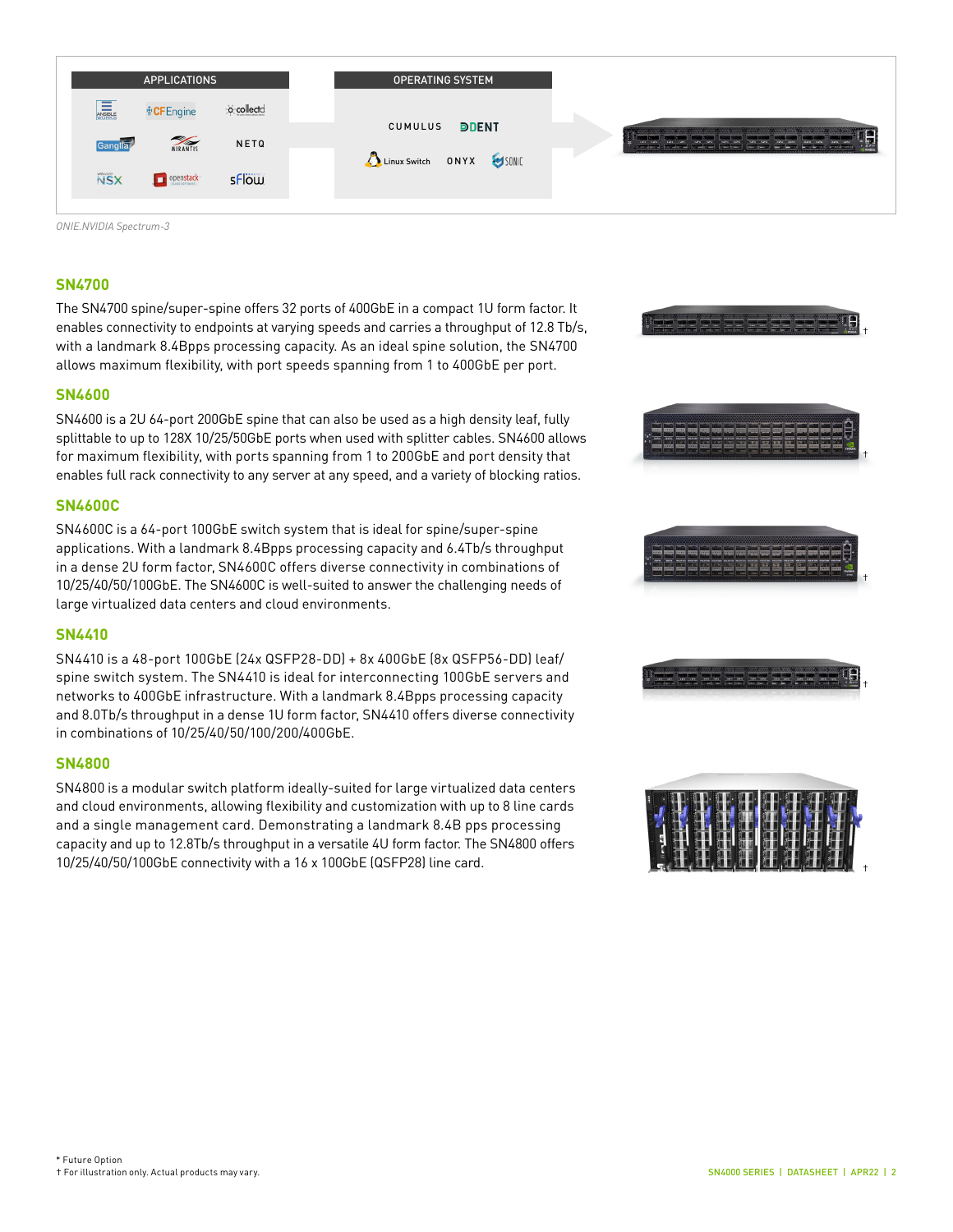| APPLICATIONS | | | OPERATING SYSTEM | |
|---|---|---|---|---|
| Ansible | CFEngine | collectd | CUMULUS | DENT |
| Ganglia | Mirantis | NETQ | Linux Switch | ONYX |
| NSX | openstack | sFlow | SONiC | |

ONIE.NVIDIA Spectrum-3

## SN4700

The SN4700 spine/super-spine offers 32 ports of 400GbE in a compact 1U form factor. It enables connectivity to endpoints at varying speeds and carries a throughput of 12.8 Tb/s, with a landmark 8.4Bpps processing capacity. As an ideal spine solution, the SN4700 allows maximum flexibility, with port speeds spanning from 1 to 400GbE per port.

## SN4600

SN4600 is a 2U 64-port 200GbE spine that can also be used as a high density leaf, fully splittable to up to 128X 10/25/50GbE ports when used with splitter cables. SN4600 allows for maximum flexibility, with ports spanning from 1 to 200GbE and port density that enables full rack connectivity to any server at any speed, and a variety of blocking ratios.

## SN4600C

SN4600C is a 64-port 100GbE switch system that is ideal for spine/super-spine applications. With a landmark 8.4Bpps processing capacity and 6.4Tb/s throughput in a dense 2U form factor, SN4600C offers diverse connectivity in combinations of 10/25/40/50/100GbE. The SN4600C is well-suited to answer the challenging needs of large virtualized data centers and cloud environments.

## SN4410

SN4410 is a 48-port 100GbE (24x QSFP28-DD) + 8x 400GbE (8x QSFP56-DD) leaf/spine switch system. The SN4410 is ideal for interconnecting 100GbE servers and networks to 400GbE infrastructure. With a landmark 8.4Bpps processing capacity and 8.0Tb/s throughput in a dense 1U form factor, SN4410 offers diverse connectivity in combinations of 10/25/40/50/100/200/400GbE.

## SN4800

SN4800 is a modular switch platform ideally-suited for large virtualized data centers and cloud environments, allowing flexibility and customization with up to 8 line cards and a single management card. Demonstrating a landmark 8.4B pps processing capacity and up to 12.8Tb/s throughput in a versatile 4U form factor. The SN4800 offers 10/25/40/50/100GbE connectivity with a 16 x 100GbE (QSFP28) line card.

\* Future Option
† For illustration only. Actual products may vary.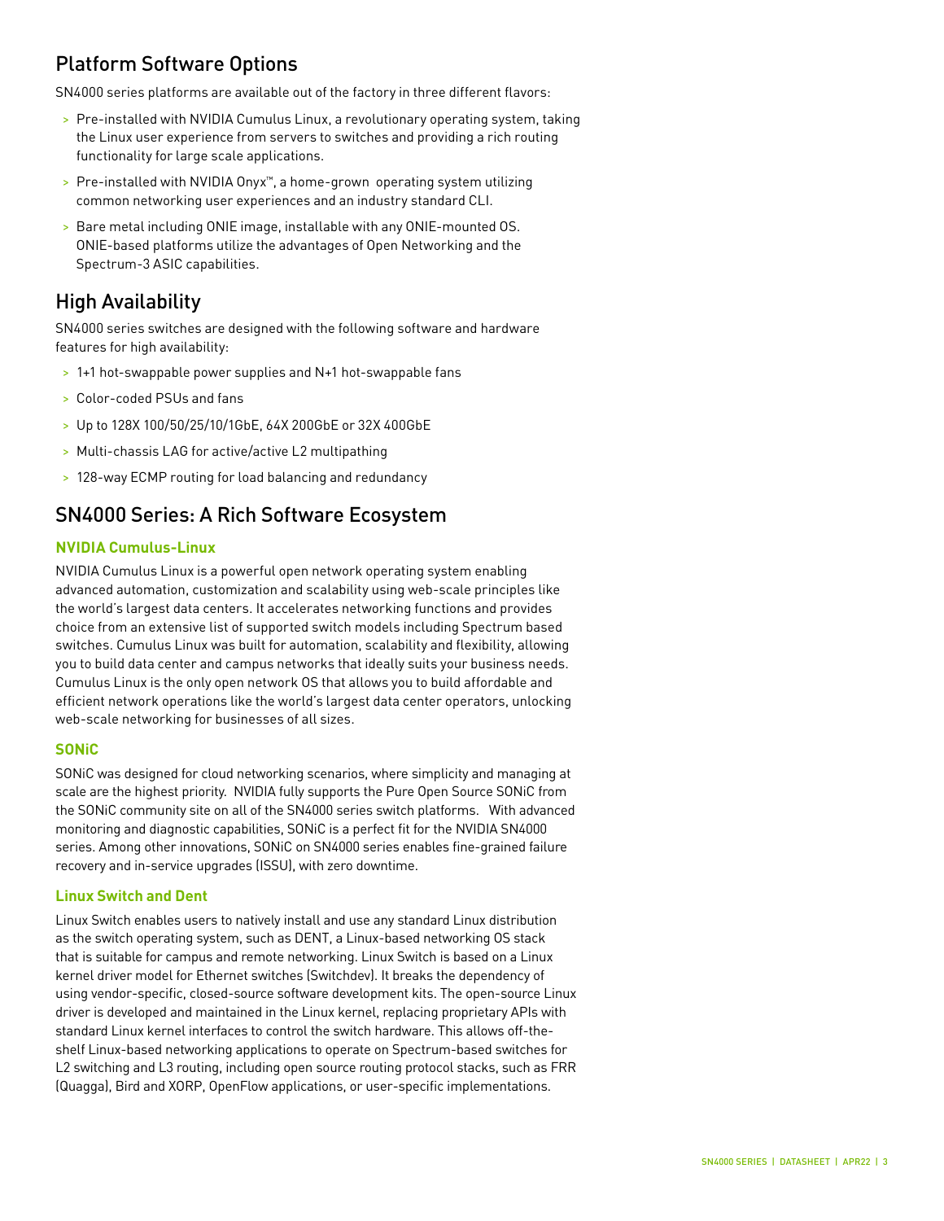## Platform Software Options

SN4000 series platforms are available out of the factory in three different flavors:

- Pre-installed with NVIDIA Cumulus Linux, a revolutionary operating system, taking the Linux user experience from servers to switches and providing a rich routing functionality for large scale applications.
- Pre-installed with NVIDIA Onyx™, a home-grown operating system utilizing common networking user experiences and an industry standard CLI.
- Bare metal including ONIE image, installable with any ONIE-mounted OS. ONIE-based platforms utilize the advantages of Open Networking and the Spectrum-3 ASIC capabilities.

## High Availability

SN4000 series switches are designed with the following software and hardware features for high availability:

- 1+1 hot-swappable power supplies and N+1 hot-swappable fans
- Color-coded PSUs and fans
- Up to 128X 100/50/25/10/1GbE, 64X 200GbE or 32X 400GbE
- Multi-chassis LAG for active/active L2 multipathing
- 128-way ECMP routing for load balancing and redundancy

## SN4000 Series: A Rich Software Ecosystem

### NVIDIA Cumulus-Linux

NVIDIA Cumulus Linux is a powerful open network operating system enabling advanced automation, customization and scalability using web-scale principles like the world's largest data centers. It accelerates networking functions and provides choice from an extensive list of supported switch models including Spectrum based switches. Cumulus Linux was built for automation, scalability and flexibility, allowing you to build data center and campus networks that ideally suits your business needs. Cumulus Linux is the only open network OS that allows you to build affordable and efficient network operations like the world's largest data center operators, unlocking web-scale networking for businesses of all sizes.

### SONiC

SONiC was designed for cloud networking scenarios, where simplicity and managing at scale are the highest priority. NVIDIA fully supports the Pure Open Source SONiC from the SONiC community site on all of the SN4000 series switch platforms. With advanced monitoring and diagnostic capabilities, SONiC is a perfect fit for the NVIDIA SN4000 series. Among other innovations, SONiC on SN4000 series enables fine-grained failure recovery and in-service upgrades (ISSU), with zero downtime.

### Linux Switch and Dent

Linux Switch enables users to natively install and use any standard Linux distribution as the switch operating system, such as DENT, a Linux-based networking OS stack that is suitable for campus and remote networking. Linux Switch is based on a Linux kernel driver model for Ethernet switches (Switchdev). It breaks the dependency of using vendor-specific, closed-source software development kits. The open-source Linux driver is developed and maintained in the Linux kernel, replacing proprietary APIs with standard Linux kernel interfaces to control the switch hardware. This allows off-the-shelf Linux-based networking applications to operate on Spectrum-based switches for L2 switching and L3 routing, including open source routing protocol stacks, such as FRR (Quagga), Bird and XORP, OpenFlow applications, or user-specific implementations.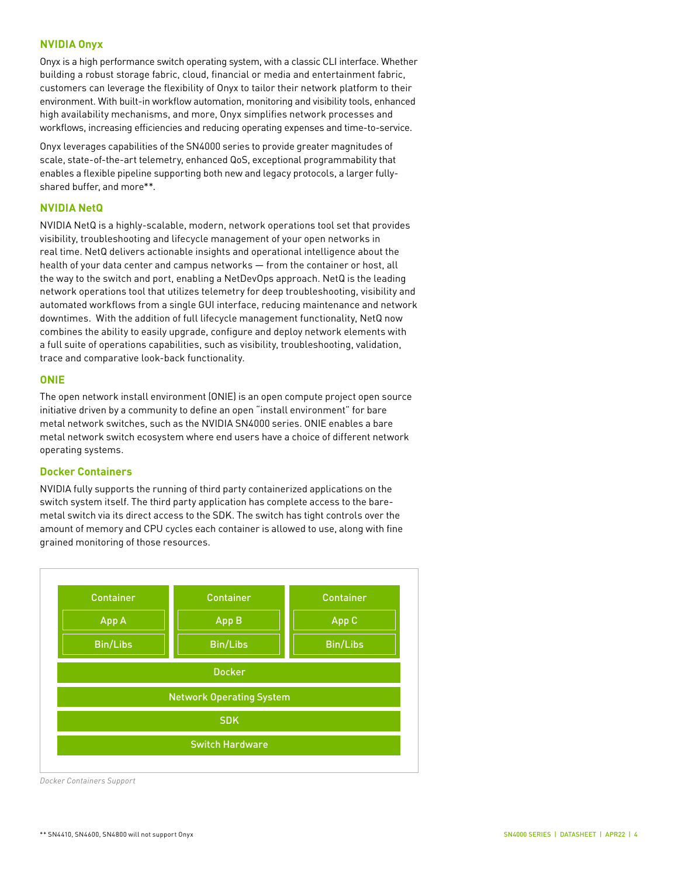### NVIDIA Onyx

Onyx is a high performance switch operating system, with a classic CLI interface. Whether building a robust storage fabric, cloud, financial or media and entertainment fabric, customers can leverage the flexibility of Onyx to tailor their network platform to their environment. With built-in workflow automation, monitoring and visibility tools, enhanced high availability mechanisms, and more, Onyx simplifies network processes and workflows, increasing efficiencies and reducing operating expenses and time-to-service.

Onyx leverages capabilities of the SN4000 series to provide greater magnitudes of scale, state-of-the-art telemetry, enhanced QoS, exceptional programmability that enables a flexible pipeline supporting both new and legacy protocols, a larger fully-shared buffer, and more**.

### NVIDIA NetQ

NVIDIA NetQ is a highly-scalable, modern, network operations tool set that provides visibility, troubleshooting and lifecycle management of your open networks in real time. NetQ delivers actionable insights and operational intelligence about the health of your data center and campus networks — from the container or host, all the way to the switch and port, enabling a NetDevOps approach. NetQ is the leading network operations tool that utilizes telemetry for deep troubleshooting, visibility and automated workflows from a single GUI interface, reducing maintenance and network downtimes. With the addition of full lifecycle management functionality, NetQ now combines the ability to easily upgrade, configure and deploy network elements with a full suite of operations capabilities, such as visibility, troubleshooting, validation, trace and comparative look-back functionality.

### ONIE

The open network install environment (ONIE) is an open compute project open source initiative driven by a community to define an open "install environment" for bare metal network switches, such as the NVIDIA SN4000 series. ONIE enables a bare metal network switch ecosystem where end users have a choice of different network operating systems.

### Docker Containers

NVIDIA fully supports the running of third party containerized applications on the switch system itself. The third party application has complete access to the bare-metal switch via its direct access to the SDK. The switch has tight controls over the amount of memory and CPU cycles each container is allowed to use, along with fine grained monitoring of those resources.

| Container | Container | Container |
| --- | --- | --- |
| App A | App B | App C |
| Bin/Libs | Bin/Libs | Bin/Libs |
| Docker | | |
| Network Operating System | | |
| SDK | | |
| Switch Hardware | | |

*Docker Containers Support*

** SN4410, SN4600, SN4800 will not support Onyx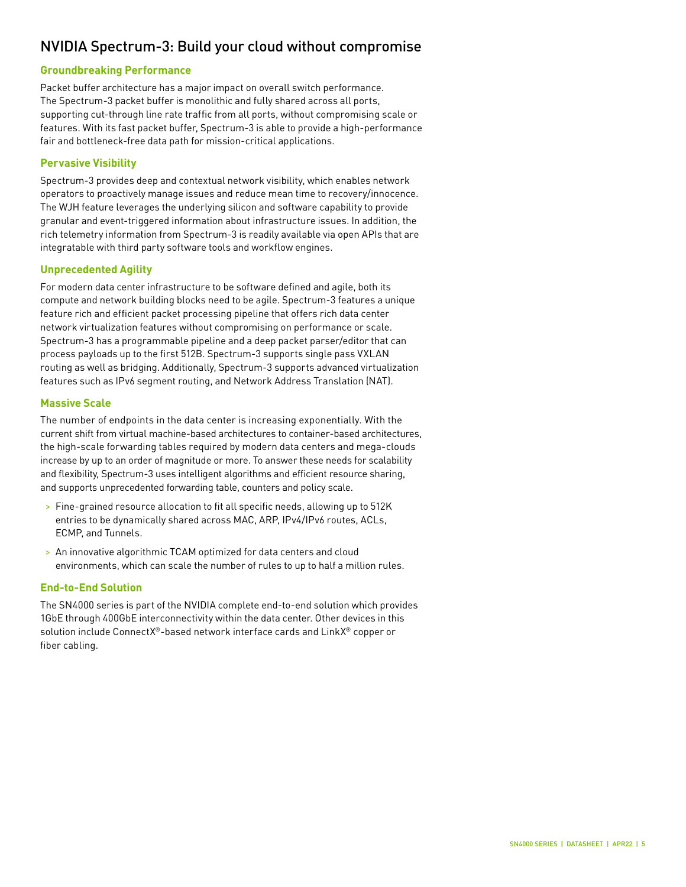## NVIDIA Spectrum-3: Build your cloud without compromise

### Groundbreaking Performance

Packet buffer architecture has a major impact on overall switch performance. The Spectrum-3 packet buffer is monolithic and fully shared across all ports, supporting cut-through line rate traffic from all ports, without compromising scale or features. With its fast packet buffer, Spectrum-3 is able to provide a high-performance fair and bottleneck-free data path for mission-critical applications.

### Pervasive Visibility

Spectrum-3 provides deep and contextual network visibility, which enables network operators to proactively manage issues and reduce mean time to recovery/innocence. The WJH feature leverages the underlying silicon and software capability to provide granular and event-triggered information about infrastructure issues. In addition, the rich telemetry information from Spectrum-3 is readily available via open APIs that are integratable with third party software tools and workflow engines.

### Unprecedented Agility

For modern data center infrastructure to be software defined and agile, both its compute and network building blocks need to be agile. Spectrum-3 features a unique feature rich and efficient packet processing pipeline that offers rich data center network virtualization features without compromising on performance or scale. Spectrum-3 has a programmable pipeline and a deep packet parser/editor that can process payloads up to the first 512B. Spectrum-3 supports single pass VXLAN routing as well as bridging. Additionally, Spectrum-3 supports advanced virtualization features such as IPv6 segment routing, and Network Address Translation (NAT).

### Massive Scale

The number of endpoints in the data center is increasing exponentially. With the current shift from virtual machine-based architectures to container-based architectures, the high-scale forwarding tables required by modern data centers and mega-clouds increase by up to an order of magnitude or more. To answer these needs for scalability and flexibility, Spectrum-3 uses intelligent algorithms and efficient resource sharing, and supports unprecedented forwarding table, counters and policy scale.

- Fine-grained resource allocation to fit all specific needs, allowing up to 512K entries to be dynamically shared across MAC, ARP, IPv4/IPv6 routes, ACLs, ECMP, and Tunnels.
- An innovative algorithmic TCAM optimized for data centers and cloud environments, which can scale the number of rules to up to half a million rules.

### End-to-End Solution

The SN4000 series is part of the NVIDIA complete end-to-end solution which provides 1GbE through 400GbE interconnectivity within the data center. Other devices in this solution include ConnectX®-based network interface cards and LinkX® copper or fiber cabling.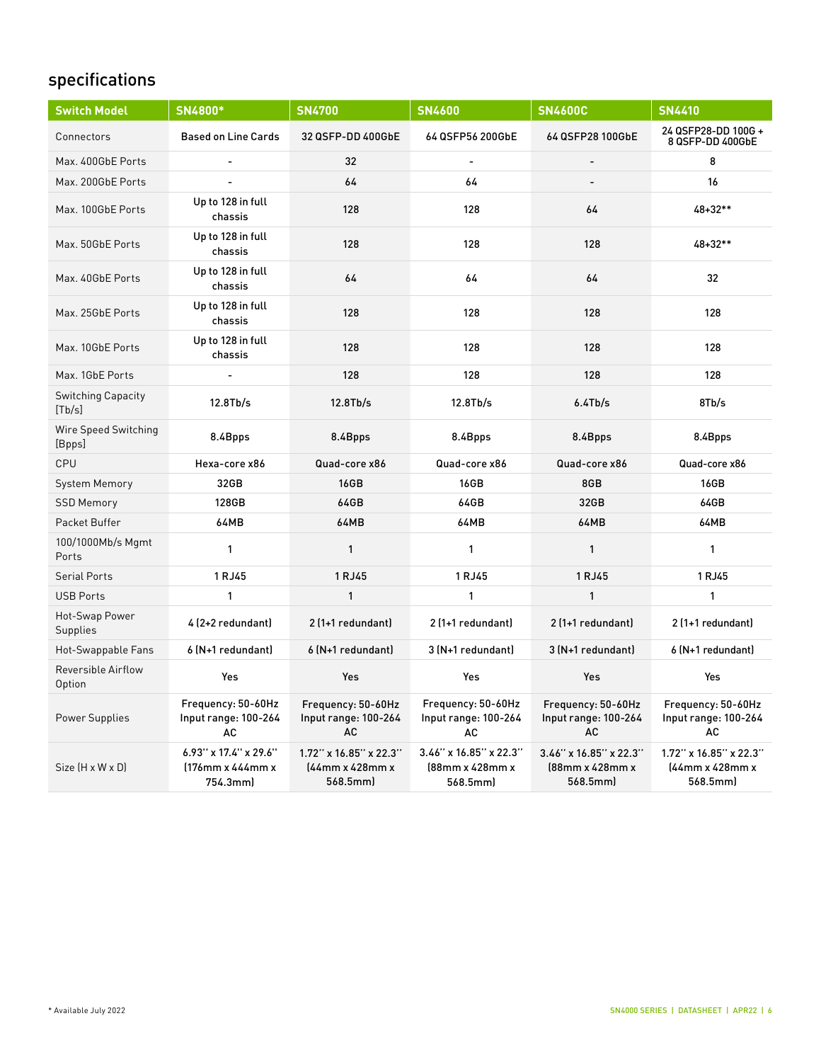## specifications

| Switch Model | SN4800* | SN4700 | SN4600 | SN4600C | SN4410 |
|---|---|---|---|---|---|
| Connectors | Based on Line Cards | 32 QSFP-DD 400GbE | 64 QSFP56 200GbE | 64 QSFP28 100GbE | 24 QSFP28-DD 100G + 8 QSFP-DD 400GbE |
| Max. 400GbE Ports | - | 32 | - | - | 8 |
| Max. 200GbE Ports | - | 64 | 64 | - | 16 |
| Max. 100GbE Ports | Up to 128 in full chassis | 128 | 128 | 64 | 48+32** |
| Max. 50GbE Ports | Up to 128 in full chassis | 128 | 128 | 128 | 48+32** |
| Max. 40GbE Ports | Up to 128 in full chassis | 64 | 64 | 64 | 32 |
| Max. 25GbE Ports | Up to 128 in full chassis | 128 | 128 | 128 | 128 |
| Max. 10GbE Ports | Up to 128 in full chassis | 128 | 128 | 128 | 128 |
| Max. 1GbE Ports | - | 128 | 128 | 128 | 128 |
| Switching Capacity [Tb/s] | 12.8Tb/s | 12.8Tb/s | 12.8Tb/s | 6.4Tb/s | 8Tb/s |
| Wire Speed Switching [Bpps] | 8.4Bpps | 8.4Bpps | 8.4Bpps | 8.4Bpps | 8.4Bpps |
| CPU | Hexa-core x86 | Quad-core x86 | Quad-core x86 | Quad-core x86 | Quad-core x86 |
| System Memory | 32GB | 16GB | 16GB | 8GB | 16GB |
| SSD Memory | 128GB | 64GB | 64GB | 32GB | 64GB |
| Packet Buffer | 64MB | 64MB | 64MB | 64MB | 64MB |
| 100/1000Mb/s Mgmt Ports | 1 | 1 | 1 | 1 | 1 |
| Serial Ports | 1 RJ45 | 1 RJ45 | 1 RJ45 | 1 RJ45 | 1 RJ45 |
| USB Ports | 1 | 1 | 1 | 1 | 1 |
| Hot-Swap Power Supplies | 4 (2+2 redundant) | 2 (1+1 redundant) | 2 (1+1 redundant) | 2 (1+1 redundant) | 2 (1+1 redundant) |
| Hot-Swappable Fans | 6 (N+1 redundant) | 6 (N+1 redundant) | 3 (N+1 redundant) | 3 (N+1 redundant) | 6 (N+1 redundant) |
| Reversible Airflow Option | Yes | Yes | Yes | Yes | Yes |
| Power Supplies | Frequency: 50-60Hz Input range: 100-264 AC | Frequency: 50-60Hz Input range: 100-264 AC | Frequency: 50-60Hz Input range: 100-264 AC | Frequency: 50-60Hz Input range: 100-264 AC | Frequency: 50-60Hz Input range: 100-264 AC |
| Size (H x W x D) | 6.93'' x 17.4'' x 29.6'' (176mm x 444mm x 754.3mm) | 1.72'' x 16.85'' x 22.3'' (44mm x 428mm x 568.5mm) | 3.46'' x 16.85'' x 22.3'' (88mm x 428mm x 568.5mm) | 3.46'' x 16.85'' x 22.3'' (88mm x 428mm x 568.5mm) | 1.72'' x 16.85'' x 22.3'' (44mm x 428mm x 568.5mm) |

* Available July 2022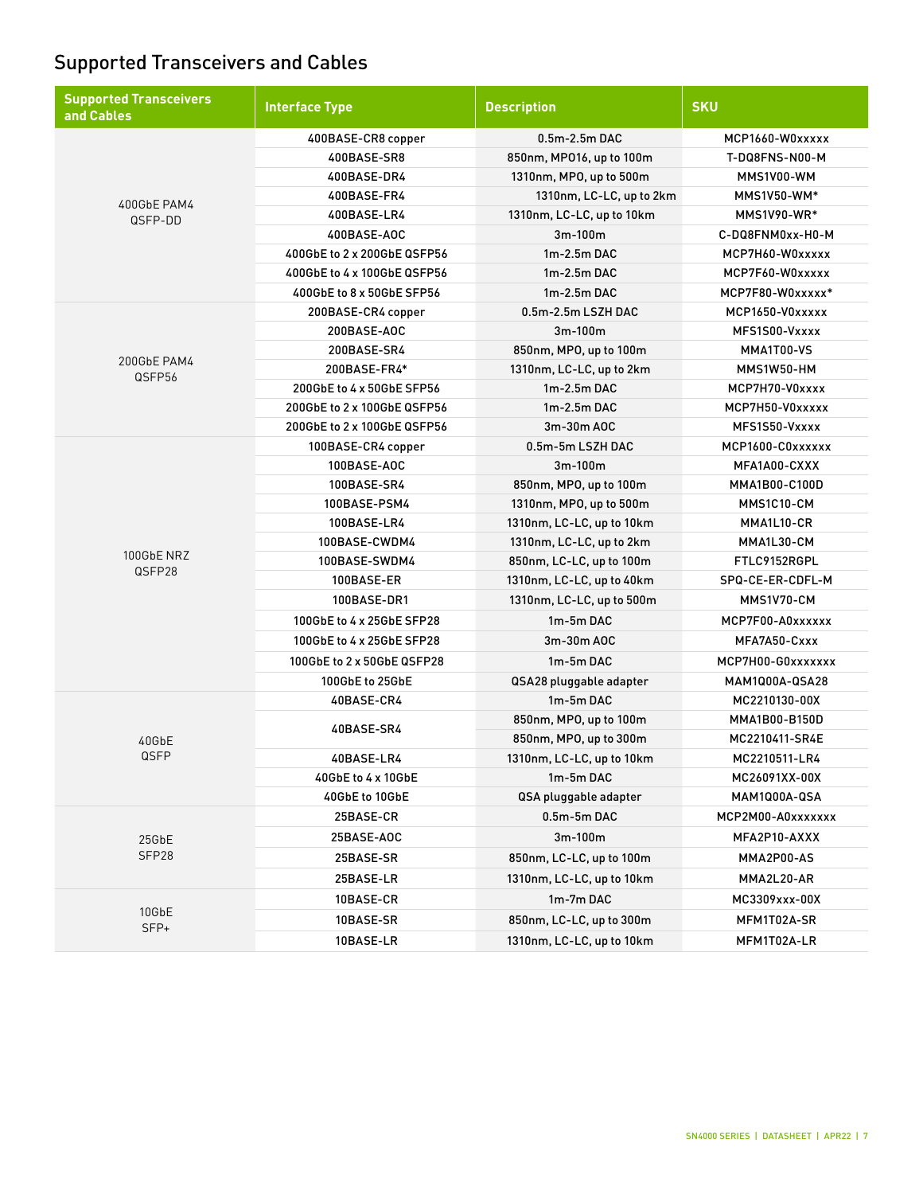## Supported Transceivers and Cables

| Supported Transceivers and Cables | Interface Type | Description | SKU |
|---|---|---|---|
| 400GbE PAM4 QSFP-DD | 400BASE-CR8 copper | 0.5m-2.5m DAC | MCP1660-W0xxxxx |
| | 400BASE-SR8 | 850nm, MPO16, up to 100m | T-DQ8FNS-N00-M |
| | 400BASE-DR4 | 1310nm, MPO, up to 500m | MMS1V00-WM |
| | 400BASE-FR4 | 1310nm, LC-LC, up to 2km | MMS1V50-WM* |
| | 400BASE-LR4 | 1310nm, LC-LC, up to 10km | MMS1V90-WR* |
| | 400BASE-AOC | 3m-100m | C-DQ8FNM0xx-H0-M |
| | 400GbE to 2 x 200GbE QSFP56 | 1m-2.5m DAC | MCP7H60-W0xxxxx |
| | 400GbE to 4 x 100GbE QSFP56 | 1m-2.5m DAC | MCP7F60-W0xxxxx |
| | 400GbE to 8 x 50GbE SFP56 | 1m-2.5m DAC | MCP7F80-W0xxxxx* |
| 200GbE PAM4 QSFP56 | 200BASE-CR4 copper | 0.5m-2.5m LSZH DAC | MCP1650-V0xxxxx |
| | 200BASE-AOC | 3m-100m | MFS1S00-Vxxxx |
| | 200BASE-SR4 | 850nm, MPO, up to 100m | MMA1T00-VS |
| | 200BASE-FR4* | 1310nm, LC-LC, up to 2km | MMS1W50-HM |
| | 200GbE to 4 x 50GbE SFP56 | 1m-2.5m DAC | MCP7H70-V0xxxx |
| | 200GbE to 2 x 100GbE QSFP56 | 1m-2.5m DAC | MCP7H50-V0xxxxx |
| | 200GbE to 2 x 100GbE QSFP56 | 3m-30m AOC | MFS1S50-Vxxxx |
| 100GbE NRZ QSFP28 | 100BASE-CR4 copper | 0.5m-5m LSZH DAC | MCP1600-C0xxxxxx |
| | 100BASE-AOC | 3m-100m | MFA1A00-CXXX |
| | 100BASE-SR4 | 850nm, MPO, up to 100m | MMA1B00-C100D |
| | 100BASE-PSM4 | 1310nm, MPO, up to 500m | MMS1C10-CM |
| | 100BASE-LR4 | 1310nm, LC-LC, up to 10km | MMA1L10-CR |
| | 100BASE-CWDM4 | 1310nm, LC-LC, up to 2km | MMA1L30-CM |
| | 100BASE-SWDM4 | 850nm, LC-LC, up to 100m | FTLC9152RGPL |
| | 100BASE-ER | 1310nm, LC-LC, up to 40km | SPQ-CE-ER-CDFL-M |
| | 100BASE-DR1 | 1310nm, LC-LC, up to 500m | MMS1V70-CM |
| | 100GbE to 4 x 25GbE SFP28 | 1m-5m DAC | MCP7F00-A0xxxxxx |
| | 100GbE to 4 x 25GbE SFP28 | 3m-30m AOC | MFA7A50-Cxxx |
| | 100GbE to 2 x 50GbE QSFP28 | 1m-5m DAC | MCP7H00-G0xxxxxxx |
| | 100GbE to 25GbE | QSA28 pluggable adapter | MAM1Q00A-QSA28 |
| 40GbE QSFP | 40BASE-CR4 | 1m-5m DAC | MC2210130-00X |
| | 40BASE-SR4 | 850nm, MPO, up to 100m | MMA1B00-B150D |
| | | 850nm, MPO, up to 300m | MC2210411-SR4E |
| | 40BASE-LR4 | 1310nm, LC-LC, up to 10km | MC2210511-LR4 |
| | 40GbE to 4 x 10GbE | 1m-5m DAC | MC26091XX-00X |
| | 40GbE to 10GbE | QSA pluggable adapter | MAM1Q00A-QSA |
| 25GbE SFP28 | 25BASE-CR | 0.5m-5m DAC | MCP2M00-A0xxxxxxx |
| | 25BASE-AOC | 3m-100m | MFA2P10-AXXX |
| | 25BASE-SR | 850nm, LC-LC, up to 100m | MMA2P00-AS |
| | 25BASE-LR | 1310nm, LC-LC, up to 10km | MMA2L20-AR |
| 10GbE SFP+ | 10BASE-CR | 1m-7m DAC | MC3309xxx-00X |
| | 10BASE-SR | 850nm, LC-LC, up to 300m | MFM1T02A-SR |
| | 10BASE-LR | 1310nm, LC-LC, up to 10km | MFM1T02A-LR |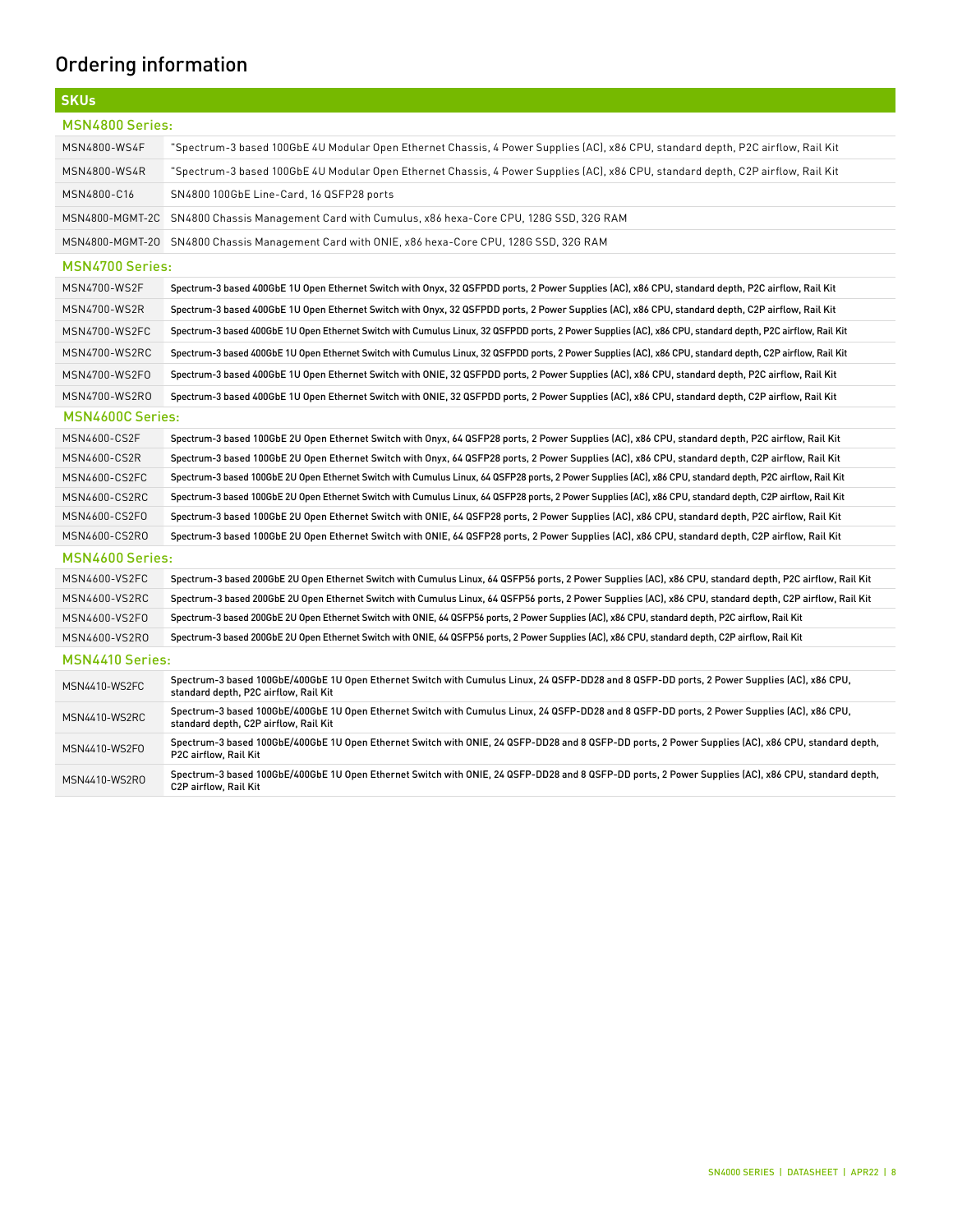## Ordering information

| SKUs | |
|---|---|
| **MSN4800 Series:** | |
| MSN4800-WS4F | "Spectrum-3 based 100GbE 4U Modular Open Ethernet Chassis, 4 Power Supplies (AC), x86 CPU, standard depth, P2C airflow, Rail Kit |
| MSN4800-WS4R | "Spectrum-3 based 100GbE 4U Modular Open Ethernet Chassis, 4 Power Supplies (AC), x86 CPU, standard depth, C2P airflow, Rail Kit |
| MSN4800-C16 | SN4800 100GbE Line-Card, 16 QSFP28 ports |
| MSN4800-MGMT-2C | SN4800 Chassis Management Card with Cumulus, x86 hexa-Core CPU, 128G SSD, 32G RAM |
| MSN4800-MGMT-2O | SN4800 Chassis Management Card with ONIE, x86 hexa-Core CPU, 128G SSD, 32G RAM |
| **MSN4700 Series:** | |
| MSN4700-WS2F | Spectrum-3 based 400GbE 1U Open Ethernet Switch with Onyx, 32 QSFPDD ports, 2 Power Supplies (AC), x86 CPU, standard depth, P2C airflow, Rail Kit |
| MSN4700-WS2R | Spectrum-3 based 400GbE 1U Open Ethernet Switch with Onyx, 32 QSFPDD ports, 2 Power Supplies (AC), x86 CPU, standard depth, C2P airflow, Rail Kit |
| MSN4700-WS2FC | Spectrum-3 based 400GbE 1U Open Ethernet Switch with Cumulus Linux, 32 QSFPDD ports, 2 Power Supplies (AC), x86 CPU, standard depth, P2C airflow, Rail Kit |
| MSN4700-WS2RC | Spectrum-3 based 400GbE 1U Open Ethernet Switch with Cumulus Linux, 32 QSFPDD ports, 2 Power Supplies (AC), x86 CPU, standard depth, C2P airflow, Rail Kit |
| MSN4700-WS2FO | Spectrum-3 based 400GbE 1U Open Ethernet Switch with ONIE, 32 QSFPDD ports, 2 Power Supplies (AC), x86 CPU, standard depth, P2C airflow, Rail Kit |
| MSN4700-WS2RO | Spectrum-3 based 400GbE 1U Open Ethernet Switch with ONIE, 32 QSFPDD ports, 2 Power Supplies (AC), x86 CPU, standard depth, C2P airflow, Rail Kit |
| **MSN4600C Series:** | |
| MSN4600-CS2F | Spectrum-3 based 100GbE 2U Open Ethernet Switch with Onyx, 64 QSFP28 ports, 2 Power Supplies (AC), x86 CPU, standard depth, P2C airflow, Rail Kit |
| MSN4600-CS2R | Spectrum-3 based 100GbE 2U Open Ethernet Switch with Onyx, 64 QSFP28 ports, 2 Power Supplies (AC), x86 CPU, standard depth, C2P airflow, Rail Kit |
| MSN4600-CS2FC | Spectrum-3 based 100GbE 2U Open Ethernet Switch with Cumulus Linux, 64 QSFP28 ports, 2 Power Supplies (AC), x86 CPU, standard depth, P2C airflow, Rail Kit |
| MSN4600-CS2RC | Spectrum-3 based 100GbE 2U Open Ethernet Switch with Cumulus Linux, 64 QSFP28 ports, 2 Power Supplies (AC), x86 CPU, standard depth, C2P airflow, Rail Kit |
| MSN4600-CS2FO | Spectrum-3 based 100GbE 2U Open Ethernet Switch with ONIE, 64 QSFP28 ports, 2 Power Supplies (AC), x86 CPU, standard depth, P2C airflow, Rail Kit |
| MSN4600-CS2RO | Spectrum-3 based 100GbE 2U Open Ethernet Switch with ONIE, 64 QSFP28 ports, 2 Power Supplies (AC), x86 CPU, standard depth, C2P airflow, Rail Kit |
| **MSN4600 Series:** | |
| MSN4600-VS2FC | Spectrum-3 based 200GbE 2U Open Ethernet Switch with Cumulus Linux, 64 QSFP56 ports, 2 Power Supplies (AC), x86 CPU, standard depth, P2C airflow, Rail Kit |
| MSN4600-VS2RC | Spectrum-3 based 200GbE 2U Open Ethernet Switch with Cumulus Linux, 64 QSFP56 ports, 2 Power Supplies (AC), x86 CPU, standard depth, C2P airflow, Rail Kit |
| MSN4600-VS2FO | Spectrum-3 based 200GbE 2U Open Ethernet Switch with ONIE, 64 QSFP56 ports, 2 Power Supplies (AC), x86 CPU, standard depth, P2C airflow, Rail Kit |
| MSN4600-VS2RO | Spectrum-3 based 200GbE 2U Open Ethernet Switch with ONIE, 64 QSFP56 ports, 2 Power Supplies (AC), x86 CPU, standard depth, C2P airflow, Rail Kit |
| **MSN4410 Series:** | |
| MSN4410-WS2FC | Spectrum-3 based 100GbE/400GbE 1U Open Ethernet Switch with Cumulus Linux, 24 QSFP-DD28 and 8 QSFP-DD ports, 2 Power Supplies (AC), x86 CPU, standard depth, P2C airflow, Rail Kit |
| MSN4410-WS2RC | Spectrum-3 based 100GbE/400GbE 1U Open Ethernet Switch with Cumulus Linux, 24 QSFP-DD28 and 8 QSFP-DD ports, 2 Power Supplies (AC), x86 CPU, standard depth, C2P airflow, Rail Kit |
| MSN4410-WS2FO | Spectrum-3 based 100GbE/400GbE 1U Open Ethernet Switch with ONIE, 24 QSFP-DD28 and 8 QSFP-DD ports, 2 Power Supplies (AC), x86 CPU, standard depth, P2C airflow, Rail Kit |
| MSN4410-WS2RO | Spectrum-3 based 100GbE/400GbE 1U Open Ethernet Switch with ONIE, 24 QSFP-DD28 and 8 QSFP-DD ports, 2 Power Supplies (AC), x86 CPU, standard depth, C2P airflow, Rail Kit |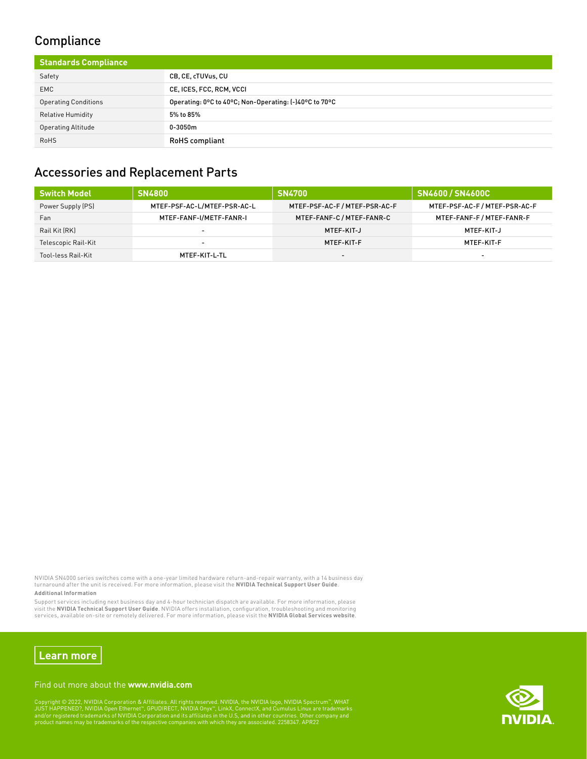## Compliance

| Standards Compliance | |
|---|---|
| Safety | CB, CE, cTUVus, CU |
| EMC | CE, ICES, FCC, RCM, VCCI |
| Operating Conditions | Operating: 0ºC to 40ºC; Non-Operating: (-)40ºC to 70ºC |
| Relative Humidity | 5% to 85% |
| Operating Altitude | 0-3050m |
| RoHS | RoHS compliant |

## Accessories and Replacement Parts

| Switch Model | SN4800 | SN4700 | SN4600 / SN4600C |
|---|---|---|---|
| Power Supply (PS) | MTEF-PSF-AC-L/MTEF-PSR-AC-L | MTEF-PSF-AC-F / MTEF-PSR-AC-F | MTEF-PSF-AC-F / MTEF-PSR-AC-F |
| Fan | MTEF-FANF-I/METF-FANR-I | MTEF-FANF-C / MTEF-FANR-C | MTEF-FANF-F / MTEF-FANR-F |
| Rail Kit (RK) | - | MTEF-KIT-J | MTEF-KIT-J |
| Telescopic Rail-Kit | - | MTEF-KIT-F | MTEF-KIT-F |
| Tool-less Rail-Kit | MTEF-KIT-L-TL | - | - |

NVIDIA SN4000 series switches come with a one-year limited hardware return-and-repair warranty, with a 14 business day turnaround after the unit is received. For more information, please visit the **NVIDIA Technical Support User Guide**.

**Additional Information**

Support services including next business day and 4-hour technician dispatch are available. For more information, please visit the **NVIDIA Technical Support User Guide**. NVIDIA offers installation, configuration, troubleshooting and monitoring services, available on-site or remotely delivered. For more information, please visit the **NVIDIA Global Services website**.

**Learn more**

Find out more about the **www.nvidia.com**

Copyright © 2022, NVIDIA Corporation & Affiliates. All rights reserved. NVIDIA, the NVIDIA logo, NVIDIA Spectrum™, WHAT JUST HAPPENED?, NVIDIA Open Ethernet™, GPUDIRECT, NVIDIA Onyx™, LinkX, ConnectX, and Cumulus Linux are trademarks and/or registered trademarks of NVIDIA Corporation and its affiliates in the U.S, and in other countries. Other company and product names may be trademarks of the respective companies with which they are associated. 2258347. APR22